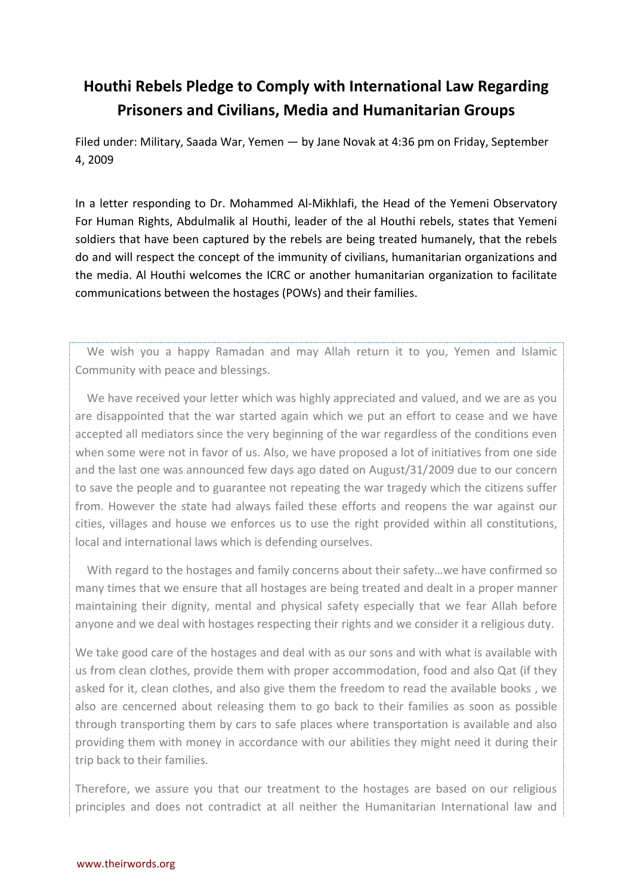# Houthi Rebels Pledge to Comply with International Law Regarding Prisoners and Civilians, Media and Humanitarian Groups

Filed under: Military, Saada War, Yemen — by Jane Novak at 4:36 pm on Friday, September 4, 2009

In a letter responding to Dr. Mohammed Al-Mikhlafi, the Head of the Yemeni Observatory For Human Rights, Abdulmalik al Houthi, leader of the al Houthi rebels, states that Yemeni soldiers that have been captured by the rebels are being treated humanely, that the rebels do and will respect the concept of the immunity of civilians, humanitarian organizations and the media. Al Houthi welcomes the ICRC or another humanitarian organization to facilitate communications between the hostages (POWs) and their families.

> We wish you a happy Ramadan and may Allah return it to you, Yemen and Islamic Community with peace and blessings.
>
> We have received your letter which was highly appreciated and valued, and we are as you are disappointed that the war started again which we put an effort to cease and we have accepted all mediators since the very beginning of the war regardless of the conditions even when some were not in favor of us. Also, we have proposed a lot of initiatives from one side and the last one was announced few days ago dated on August/31/2009 due to our concern to save the people and to guarantee not repeating the war tragedy which the citizens suffer from. However the state had always failed these efforts and reopens the war against our cities, villages and house we enforces us to use the right provided within all constitutions, local and international laws which is defending ourselves.
>
> With regard to the hostages and family concerns about their safety…we have confirmed so many times that we ensure that all hostages are being treated and dealt in a proper manner maintaining their dignity, mental and physical safety especially that we fear Allah before anyone and we deal with hostages respecting their rights and we consider it a religious duty.
>
> We take good care of the hostages and deal with as our sons and with what is available with us from clean clothes, provide them with proper accommodation, food and also Qat (if they asked for it, clean clothes, and also give them the freedom to read the available books , we also are cencerned about releasing them to go back to their families as soon as possible through transporting them by cars to safe places where transportation is available and also providing them with money in accordance with our abilities they might need it during their trip back to their families.
>
> Therefore, we assure you that our treatment to the hostages are based on our religious principles and does not contradict at all neither the Humanitarian International law and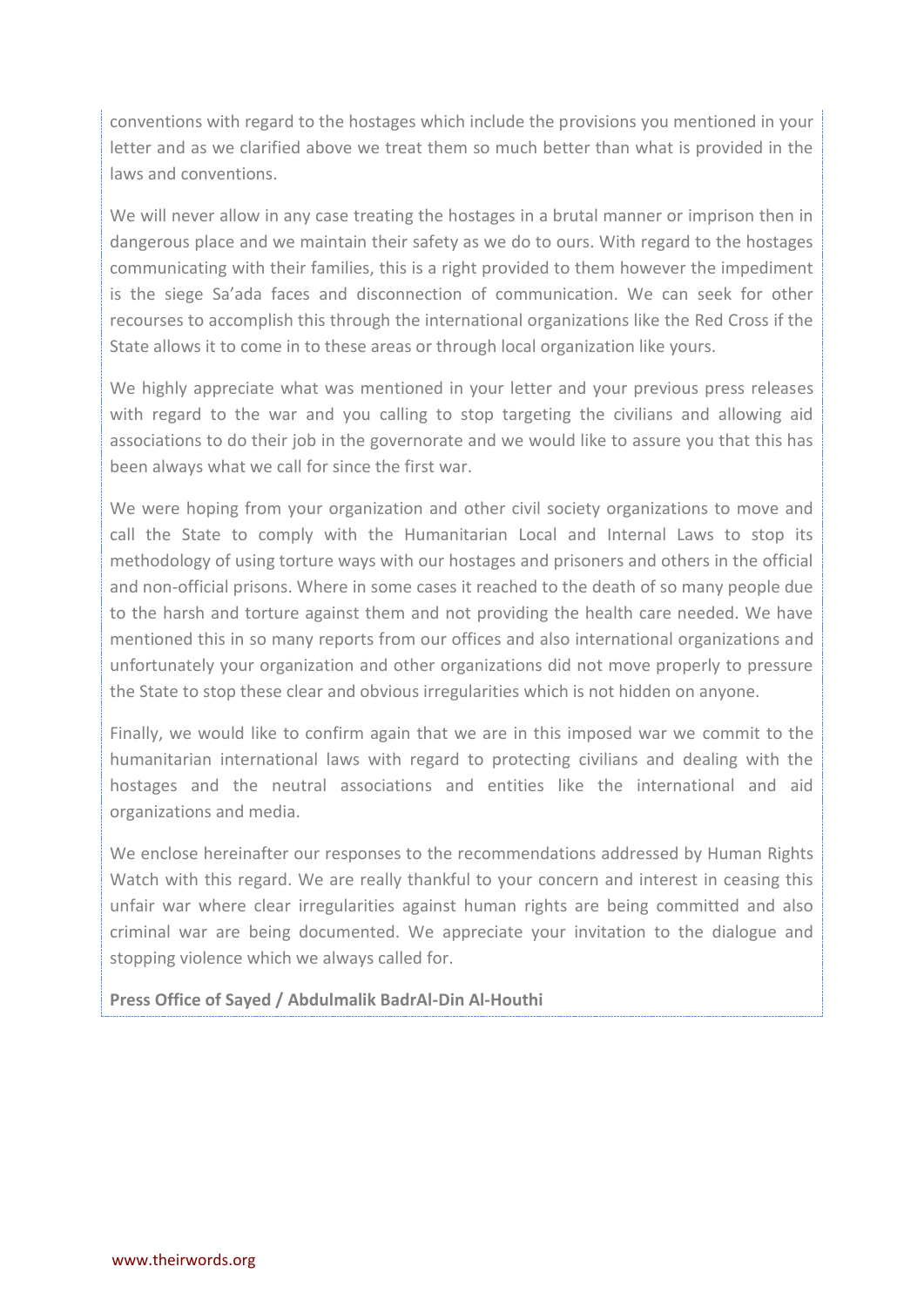conventions with regard to the hostages which include the provisions you mentioned in your letter and as we clarified above we treat them so much better than what is provided in the laws and conventions.

We will never allow in any case treating the hostages in a brutal manner or imprison then in dangerous place and we maintain their safety as we do to ours. With regard to the hostages communicating with their families, this is a right provided to them however the impediment is the siege Sa'ada faces and disconnection of communication. We can seek for other recourses to accomplish this through the international organizations like the Red Cross if the State allows it to come in to these areas or through local organization like yours.

We highly appreciate what was mentioned in your letter and your previous press releases with regard to the war and you calling to stop targeting the civilians and allowing aid associations to do their job in the governorate and we would like to assure you that this has been always what we call for since the first war.

We were hoping from your organization and other civil society organizations to move and call the State to comply with the Humanitarian Local and Internal Laws to stop its methodology of using torture ways with our hostages and prisoners and others in the official and non-official prisons. Where in some cases it reached to the death of so many people due to the harsh and torture against them and not providing the health care needed. We have mentioned this in so many reports from our offices and also international organizations and unfortunately your organization and other organizations did not move properly to pressure the State to stop these clear and obvious irregularities which is not hidden on anyone.

Finally, we would like to confirm again that we are in this imposed war we commit to the humanitarian international laws with regard to protecting civilians and dealing with the hostages and the neutral associations and entities like the international and aid organizations and media.

We enclose hereinafter our responses to the recommendations addressed by Human Rights Watch with this regard. We are really thankful to your concern and interest in ceasing this unfair war where clear irregularities against human rights are being committed and also criminal war are being documented. We appreciate your invitation to the dialogue and stopping violence which we always called for.

**Press Office of Sayed / Abdulmalik BadrAl-Din Al-Houthi**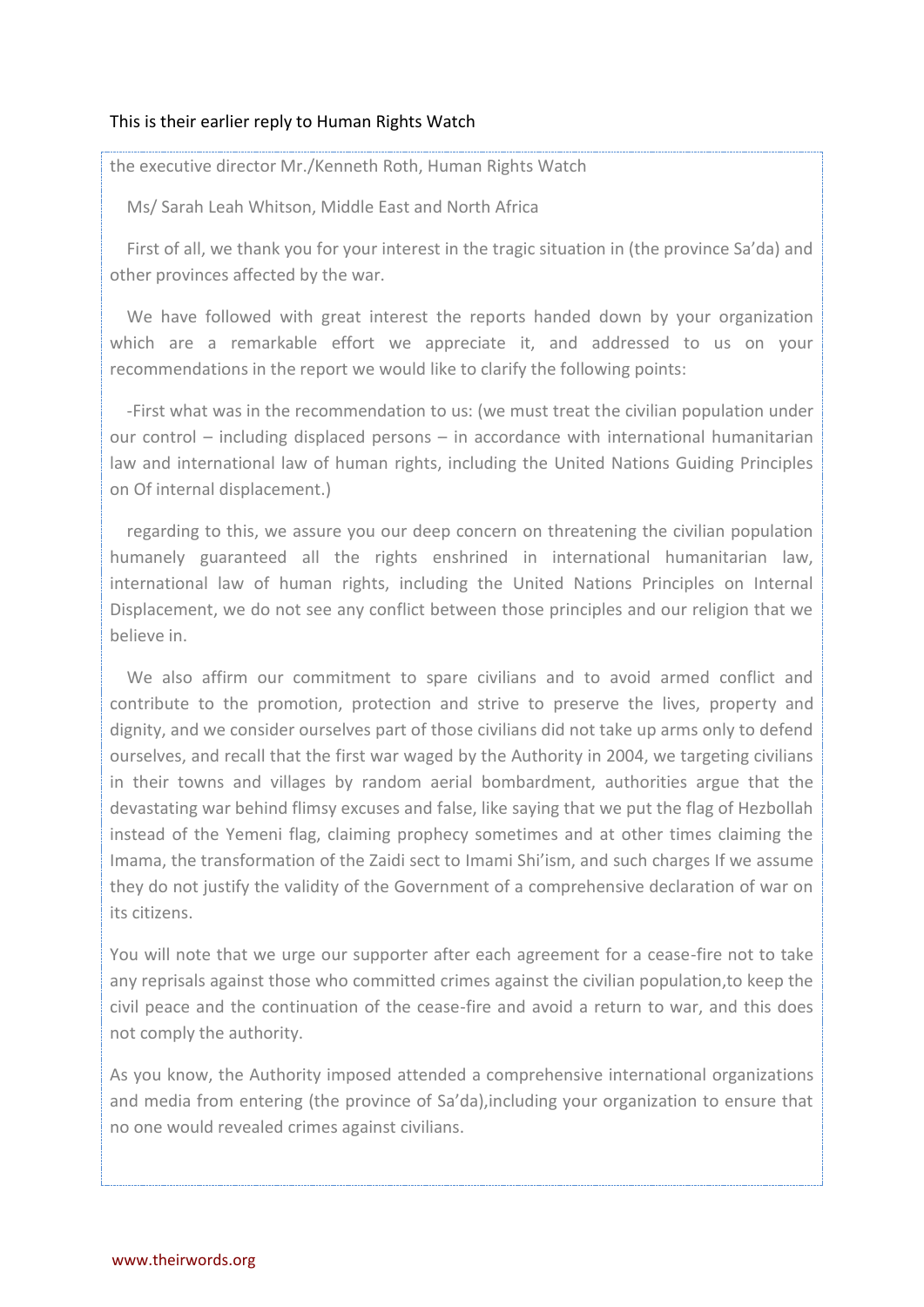This is their earlier reply to Human Rights Watch

the executive director Mr./Kenneth Roth, Human Rights Watch

Ms/ Sarah Leah Whitson, Middle East and North Africa

First of all, we thank you for your interest in the tragic situation in (the province Sa'da) and other provinces affected by the war.

We have followed with great interest the reports handed down by your organization which are a remarkable effort we appreciate it, and addressed to us on your recommendations in the report we would like to clarify the following points:

-First what was in the recommendation to us: (we must treat the civilian population under our control – including displaced persons – in accordance with international humanitarian law and international law of human rights, including the United Nations Guiding Principles on Of internal displacement.)

regarding to this, we assure you our deep concern on threatening the civilian population humanely guaranteed all the rights enshrined in international humanitarian law, international law of human rights, including the United Nations Principles on Internal Displacement, we do not see any conflict between those principles and our religion that we believe in.

We also affirm our commitment to spare civilians and to avoid armed conflict and contribute to the promotion, protection and strive to preserve the lives, property and dignity, and we consider ourselves part of those civilians did not take up arms only to defend ourselves, and recall that the first war waged by the Authority in 2004, we targeting civilians in their towns and villages by random aerial bombardment, authorities argue that the devastating war behind flimsy excuses and false, like saying that we put the flag of Hezbollah instead of the Yemeni flag, claiming prophecy sometimes and at other times claiming the Imama, the transformation of the Zaidi sect to Imami Shi'ism, and such charges If we assume they do not justify the validity of the Government of a comprehensive declaration of war on its citizens.

You will note that we urge our supporter after each agreement for a cease-fire not to take any reprisals against those who committed crimes against the civilian population,to keep the civil peace and the continuation of the cease-fire and avoid a return to war, and this does not comply the authority.

As you know, the Authority imposed attended a comprehensive international organizations and media from entering (the province of Sa'da),including your organization to ensure that no one would revealed crimes against civilians.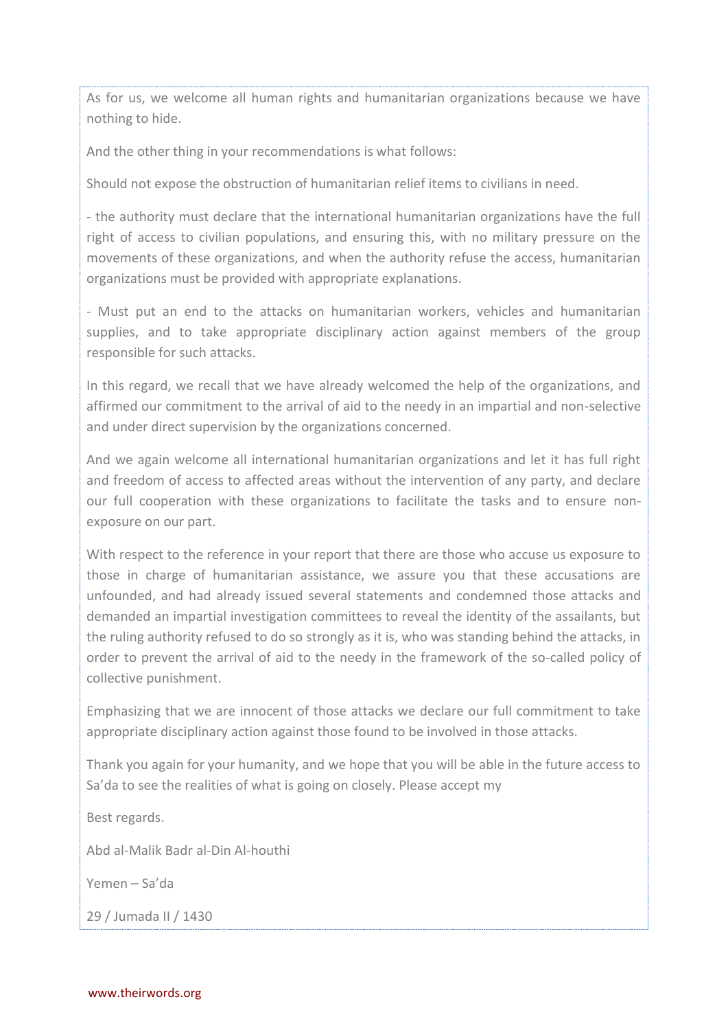As for us, we welcome all human rights and humanitarian organizations because we have nothing to hide.

And the other thing in your recommendations is what follows:

Should not expose the obstruction of humanitarian relief items to civilians in need.

- the authority must declare that the international humanitarian organizations have the full right of access to civilian populations, and ensuring this, with no military pressure on the movements of these organizations, and when the authority refuse the access, humanitarian organizations must be provided with appropriate explanations.

- Must put an end to the attacks on humanitarian workers, vehicles and humanitarian supplies, and to take appropriate disciplinary action against members of the group responsible for such attacks.

In this regard, we recall that we have already welcomed the help of the organizations, and affirmed our commitment to the arrival of aid to the needy in an impartial and non-selective and under direct supervision by the organizations concerned.

And we again welcome all international humanitarian organizations and let it has full right and freedom of access to affected areas without the intervention of any party, and declare our full cooperation with these organizations to facilitate the tasks and to ensure non-exposure on our part.

With respect to the reference in your report that there are those who accuse us exposure to those in charge of humanitarian assistance, we assure you that these accusations are unfounded, and had already issued several statements and condemned those attacks and demanded an impartial investigation committees to reveal the identity of the assailants, but the ruling authority refused to do so strongly as it is, who was standing behind the attacks, in order to prevent the arrival of aid to the needy in the framework of the so-called policy of collective punishment.

Emphasizing that we are innocent of those attacks we declare our full commitment to take appropriate disciplinary action against those found to be involved in those attacks.

Thank you again for your humanity, and we hope that you will be able in the future access to Sa'da to see the realities of what is going on closely. Please accept my

Best regards.

Abd al-Malik Badr al-Din Al-houthi

Yemen – Sa'da

29 / Jumada II / 1430